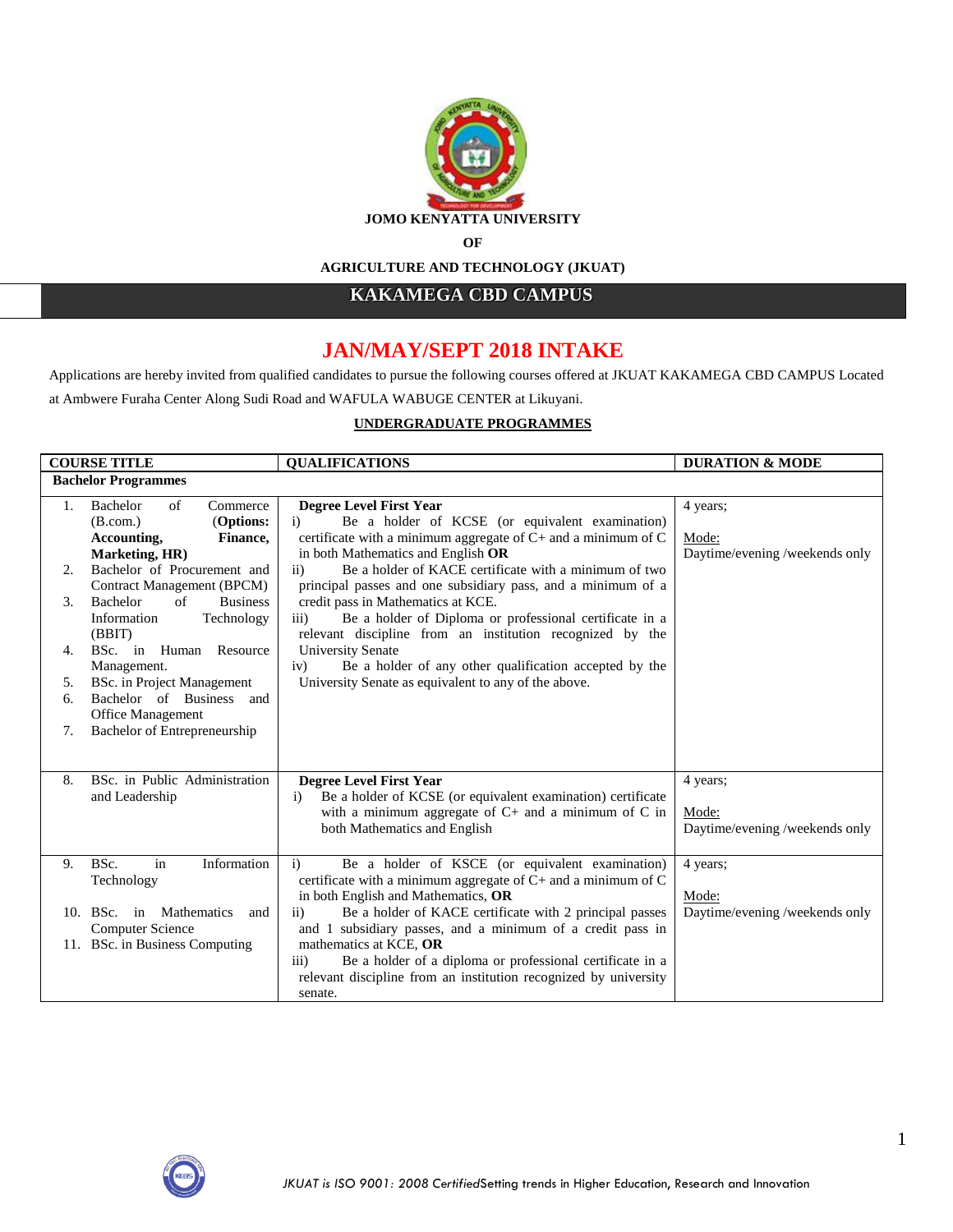**JOMO KENYATTA UNIVERSITY**

**OF**

**AGRICULTURE AND TECHNOLOGY (JKUAT)**

## KAKAMEGA CBD CAMPUS

# JAN/MAY/SEPT 2018 INTAKE

Applications are hereby invited from qualified candidates to pursue the following courses offered at JKUAT KAKAMEGA CBD CAMPUS Located at Ambwere Furaha Center Along Sudi Road and WAFULA WABUGE CENTER at Likuyani.

**UNDERGRADUATE PROGRAMMES**

| COURSE TITLE | QUALIFICATIONS | DURATION & MODE |
|---|---|---|
| **Bachelor Programmes** | | |
| 1. Bachelor of Commerce (B.com.) (**Options: Accounting, Finance, Marketing, HR)**<br>2. Bachelor of Procurement and Contract Management (BPCM)<br>3. Bachelor of Business Information Technology (BBIT)<br>4. BSc. in Human Resource Management.<br>5. BSc. in Project Management<br>6. Bachelor of Business and Office Management<br>7. Bachelor of Entrepreneurship | **Degree Level First Year**<br>i) Be a holder of KCSE (or equivalent examination) certificate with a minimum aggregate of C+ and a minimum of C in both Mathematics and English **OR**<br>ii) Be a holder of KACE certificate with a minimum of two principal passes and one subsidiary pass, and a minimum of a credit pass in Mathematics at KCE.<br>iii) Be a holder of Diploma or professional certificate in a relevant discipline from an institution recognized by the University Senate<br>iv) Be a holder of any other qualification accepted by the University Senate as equivalent to any of the above. | 4 years;<br><br>Mode:<br>Daytime/evening /weekends only |
| 8. BSc. in Public Administration and Leadership | **Degree Level First Year**<br>i) Be a holder of KCSE (or equivalent examination) certificate with a minimum aggregate of C+ and a minimum of C in both Mathematics and English | 4 years;<br><br>Mode:<br>Daytime/evening /weekends only |
| 9. BSc. in Information Technology<br><br>10. BSc. in Mathematics and Computer Science<br>11. BSc. in Business Computing | i) Be a holder of KSCE (or equivalent examination) certificate with a minimum aggregate of C+ and a minimum of C in both English and Mathematics, **OR**<br>ii) Be a holder of KACE certificate with 2 principal passes and 1 subsidiary passes, and a minimum of a credit pass in mathematics at KCE, **OR**<br>iii) Be a holder of a diploma or professional certificate in a relevant discipline from an institution recognized by university senate. | 4 years;<br><br>Mode:<br>Daytime/evening /weekends only |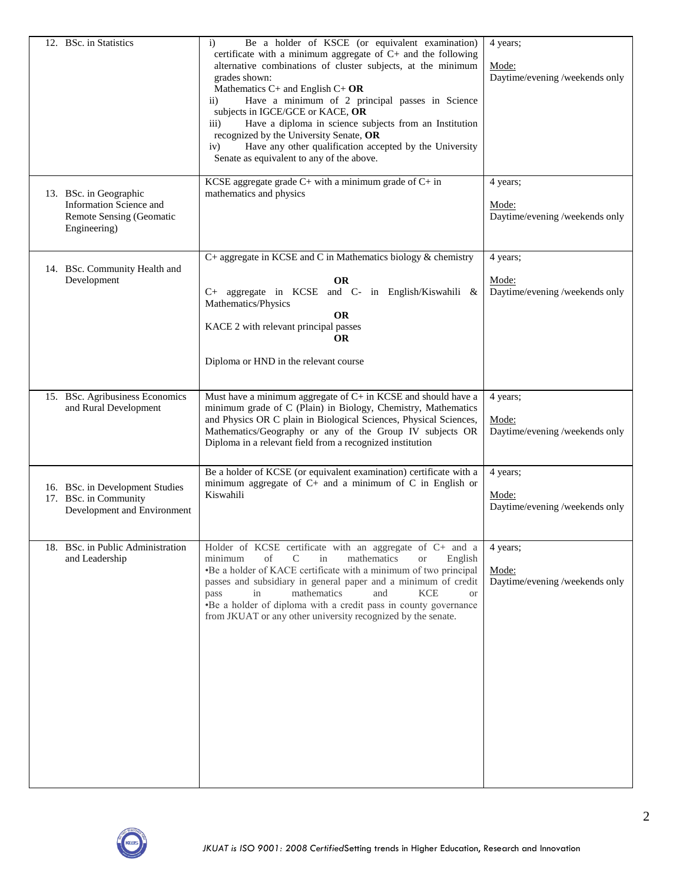| | | |
|---|---|---|
| 12. BSc. in Statistics | i) Be a holder of KSCE (or equivalent examination) certificate with a minimum aggregate of C+ and the following alternative combinations of cluster subjects, at the minimum grades shown:<br>Mathematics C+ and English C+ **OR**<br>ii) Have a minimum of 2 principal passes in Science subjects in IGCE/GCE or KACE, **OR**<br>iii) Have a diploma in science subjects from an Institution recognized by the University Senate, **OR**<br>iv) Have any other qualification accepted by the University Senate as equivalent to any of the above. | 4 years;<br><br>Mode:<br>Daytime/evening /weekends only |
| 13. BSc. in Geographic Information Science and Remote Sensing (Geomatic Engineering) | KCSE aggregate grade C+ with a minimum grade of C+ in mathematics and physics | 4 years;<br><br>Mode:<br>Daytime/evening /weekends only |
| 14. BSc. Community Health and Development | C+ aggregate in KCSE and C in Mathematics biology & chemistry<br>**OR**<br>C+ aggregate in KCSE and C- in English/Kiswahili & Mathematics/Physics<br>**OR**<br>KACE 2 with relevant principal passes<br>**OR**<br>Diploma or HND in the relevant course | 4 years;<br><br>Mode:<br>Daytime/evening /weekends only |
| 15. BSc. Agribusiness Economics and Rural Development | Must have a minimum aggregate of C+ in KCSE and should have a minimum grade of C (Plain) in Biology, Chemistry, Mathematics and Physics OR C plain in Biological Sciences, Physical Sciences, Mathematics/Geography or any of the Group IV subjects OR Diploma in a relevant field from a recognized institution | 4 years;<br><br>Mode:<br>Daytime/evening /weekends only |
| 16. BSc. in Development Studies<br>17. BSc. in Community Development and Environment | Be a holder of KCSE (or equivalent examination) certificate with a minimum aggregate of C+ and a minimum of C in English or Kiswahili | 4 years;<br><br>Mode:<br>Daytime/evening /weekends only |
| 18. BSc. in Public Administration and Leadership | Holder of KCSE certificate with an aggregate of C+ and a minimum of C in mathematics or English<br>•Be a holder of KACE certificate with a minimum of two principal passes and subsidiary in general paper and a minimum of credit pass in mathematics and KCE or<br>•Be a holder of diploma with a credit pass in county governance from JKUAT or any other university recognized by the senate. | 4 years;<br><br>Mode:<br>Daytime/evening /weekends only |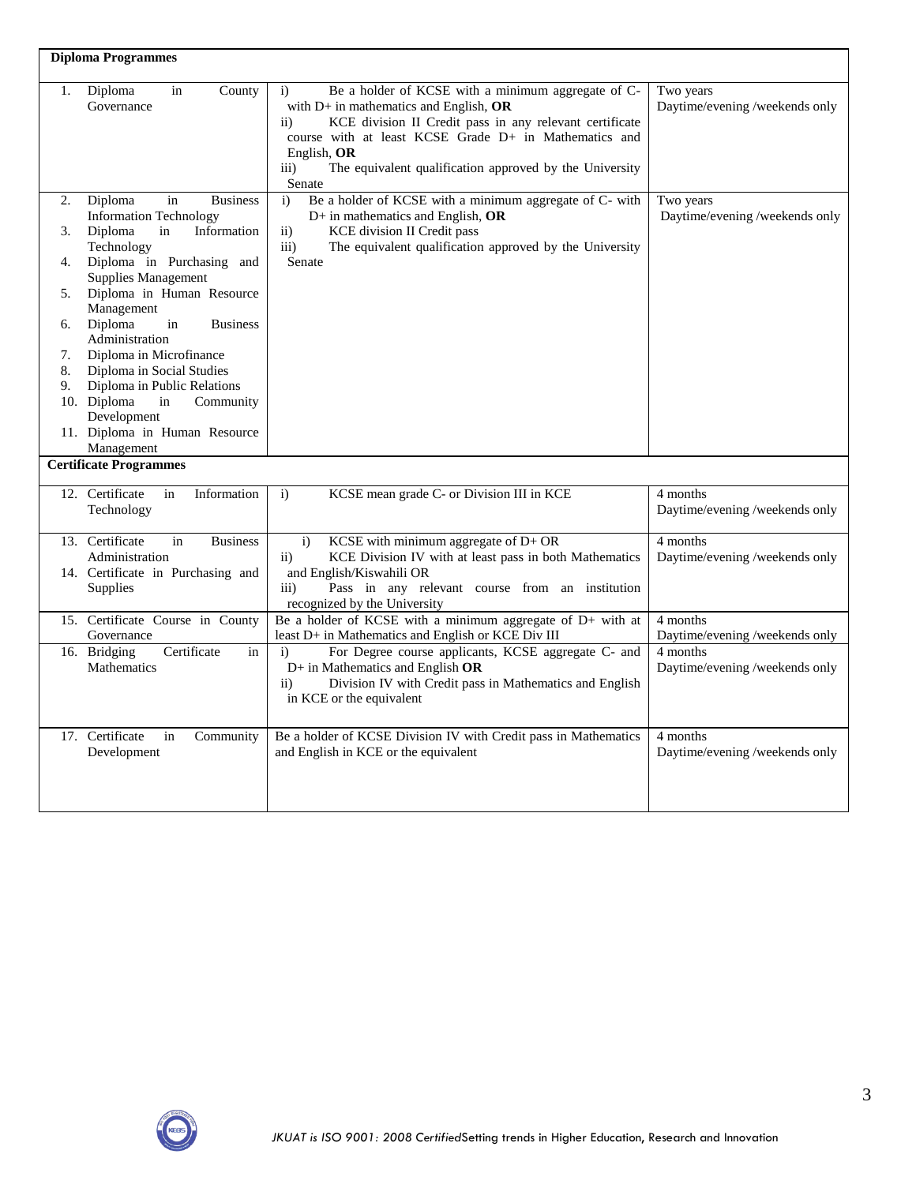| Diploma Programmes | | |
|---|---|---|
| 1. Diploma in County Governance | i) Be a holder of KCSE with a minimum aggregate of C- with D+ in mathematics and English, **OR**<br>ii) KCE division II Credit pass in any relevant certificate course with at least KCSE Grade D+ in Mathematics and English, **OR**<br>iii) The equivalent qualification approved by the University Senate | Two years<br>Daytime/evening /weekends only |
| 2. Diploma in Business Information Technology<br>3. Diploma in Information Technology<br>4. Diploma in Purchasing and Supplies Management<br>5. Diploma in Human Resource Management<br>6. Diploma in Business Administration<br>7. Diploma in Microfinance<br>8. Diploma in Social Studies<br>9. Diploma in Public Relations<br>10. Diploma in Community Development<br>11. Diploma in Human Resource Management | i) Be a holder of KCSE with a minimum aggregate of C- with D+ in mathematics and English, **OR**<br>ii) KCE division II Credit pass<br>iii) The equivalent qualification approved by the University Senate | Two years<br>Daytime/evening /weekends only |
| **Certificate Programmes** | | |
| 12. Certificate in Information Technology | i) KCSE mean grade C- or Division III in KCE | 4 months<br>Daytime/evening /weekends only |
| 13. Certificate in Business Administration<br>14. Certificate in Purchasing and Supplies | i) KCSE with minimum aggregate of D+ OR<br>ii) KCE Division IV with at least pass in both Mathematics and English/Kiswahili OR<br>iii) Pass in any relevant course from an institution recognized by the University | 4 months<br>Daytime/evening /weekends only |
| 15. Certificate Course in County Governance | Be a holder of KCSE with a minimum aggregate of D+ with at least D+ in Mathematics and English or KCE Div III | 4 months<br>Daytime/evening /weekends only |
| 16. Bridging Certificate in Mathematics | i) For Degree course applicants, KCSE aggregate C- and D+ in Mathematics and English **OR**<br>ii) Division IV with Credit pass in Mathematics and English in KCE or the equivalent | 4 months<br>Daytime/evening /weekends only |
| 17. Certificate in Community Development | Be a holder of KCSE Division IV with Credit pass in Mathematics and English in KCE or the equivalent | 4 months<br>Daytime/evening /weekends only |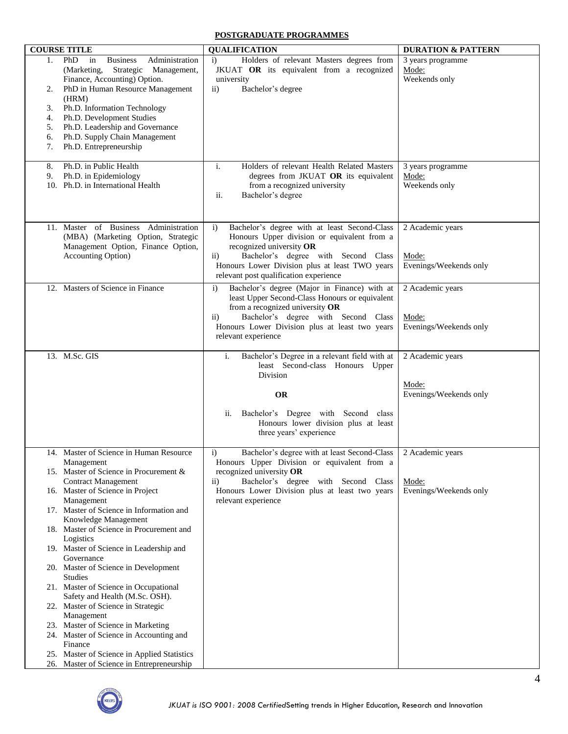**POSTGRADUATE PROGRAMMES**

| COURSE TITLE | QUALIFICATION | DURATION & PATTERN |
|---|---|---|
| 1. PhD in Business Administration (Marketing, Strategic Management, Finance, Accounting) Option.<br>2. PhD in Human Resource Management (HRM)<br>3. Ph.D. Information Technology<br>4. Ph.D. Development Studies<br>5. Ph.D. Leadership and Governance<br>6. Ph.D. Supply Chain Management<br>7. Ph.D. Entrepreneurship | i) Holders of relevant Masters degrees from JKUAT **OR** its equivalent from a recognized university<br>ii) Bachelor's degree | 3 years programme<br>Mode:<br>Weekends only |
| 8. Ph.D. in Public Health<br>9. Ph.D. in Epidemiology<br>10. Ph.D. in International Health | i. Holders of relevant Health Related Masters degrees from JKUAT **OR** its equivalent from a recognized university<br>ii. Bachelor's degree | 3 years programme<br>Mode:<br>Weekends only |
| 11. Master of Business Administration (MBA) (Marketing Option, Strategic Management Option, Finance Option, Accounting Option) | i) Bachelor's degree with at least Second-Class Honours Upper division or equivalent from a recognized university **OR**<br>ii) Bachelor's degree with Second Class Honours Lower Division plus at least TWO years relevant post qualification experience | 2 Academic years<br>Mode:<br>Evenings/Weekends only |
| 12. Masters of Science in Finance | i) Bachelor's degree (Major in Finance) with at least Upper Second-Class Honours or equivalent from a recognized university **OR**<br>ii) Bachelor's degree with Second Class Honours Lower Division plus at least two years relevant experience | 2 Academic years<br>Mode:<br>Evenings/Weekends only |
| 13. M.Sc. GIS | i. Bachelor's Degree in a relevant field with at least Second-class Honours Upper Division<br>**OR**<br>ii. Bachelor's Degree with Second class Honours lower division plus at least three years' experience | 2 Academic years<br>Mode:<br>Evenings/Weekends only |
| 14. Master of Science in Human Resource Management<br>15. Master of Science in Procurement & Contract Management<br>16. Master of Science in Project Management<br>17. Master of Science in Information and Knowledge Management<br>18. Master of Science in Procurement and Logistics<br>19. Master of Science in Leadership and Governance<br>20. Master of Science in Development Studies<br>21. Master of Science in Occupational Safety and Health (M.Sc. OSH).<br>22. Master of Science in Strategic Management<br>23. Master of Science in Marketing<br>24. Master of Science in Accounting and Finance<br>25. Master of Science in Applied Statistics<br>26. Master of Science in Entrepreneurship | i) Bachelor's degree with at least Second-Class Honours Upper Division or equivalent from a recognized university **OR**<br>ii) Bachelor's degree with Second Class Honours Lower Division plus at least two years relevant experience | 2 Academic years<br>Mode:<br>Evenings/Weekends only |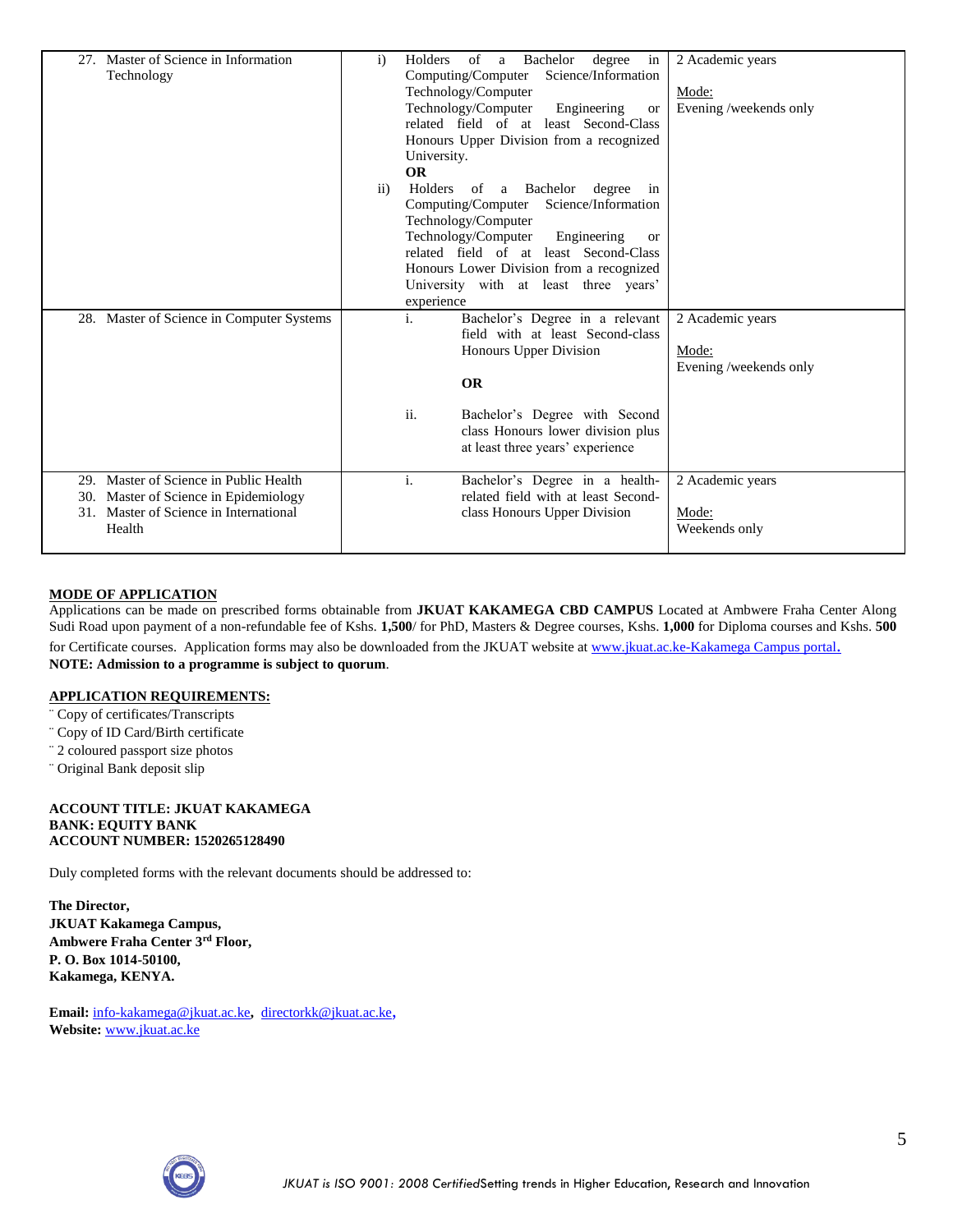| | | |
|---|---|---|
| 27. Master of Science in Information Technology | i) Holders of a Bachelor degree in Computing/Computer Science/Information Technology/Computer Technology/Computer Engineering or related field of at least Second-Class Honours Upper Division from a recognized University.<br>**OR**<br>ii) Holders of a Bachelor degree in Computing/Computer Science/Information Technology/Computer Technology/Computer Engineering or related field of at least Second-Class Honours Lower Division from a recognized University with at least three years' experience | 2 Academic years<br><br>Mode:<br>Evening /weekends only |
| 28. Master of Science in Computer Systems | i. Bachelor's Degree in a relevant field with at least Second-class Honours Upper Division<br><br>**OR**<br><br>ii. Bachelor's Degree with Second class Honours lower division plus at least three years' experience | 2 Academic years<br><br>Mode:<br>Evening /weekends only |
| 29. Master of Science in Public Health<br>30. Master of Science in Epidemiology<br>31. Master of Science in International Health | i. Bachelor's Degree in a health-related field with at least Second-class Honours Upper Division | 2 Academic years<br><br>Mode:<br>Weekends only |

**MODE OF APPLICATION**

Applications can be made on prescribed forms obtainable from **JKUAT KAKAMEGA CBD CAMPUS** Located at Ambwere Fraha Center Along Sudi Road upon payment of a non-refundable fee of Kshs. **1,500**/ for PhD, Masters & Degree courses, Kshs. **1,000** for Diploma courses and Kshs. **500** for Certificate courses. Application forms may also be downloaded from the JKUAT website at www.jkuat.ac.ke-Kakamega Campus portal.

**NOTE: Admission to a programme is subject to quorum**.

**APPLICATION REQUIREMENTS:**

- Copy of certificates/Transcripts
- Copy of ID Card/Birth certificate
- 2 coloured passport size photos
- Original Bank deposit slip

**ACCOUNT TITLE: JKUAT KAKAMEGA**
**BANK: EQUITY BANK**
**ACCOUNT NUMBER: 1520265128490**

Duly completed forms with the relevant documents should be addressed to:

**The Director,**
**JKUAT Kakamega Campus,**
**Ambwere Fraha Center 3rd Floor,**
**P. O. Box 1014-50100,**
**Kakamega, KENYA.**

**Email:** info-kakamega@jkuat.ac.ke, directorkk@jkuat.ac.ke,
**Website:** www.jkuat.ac.ke